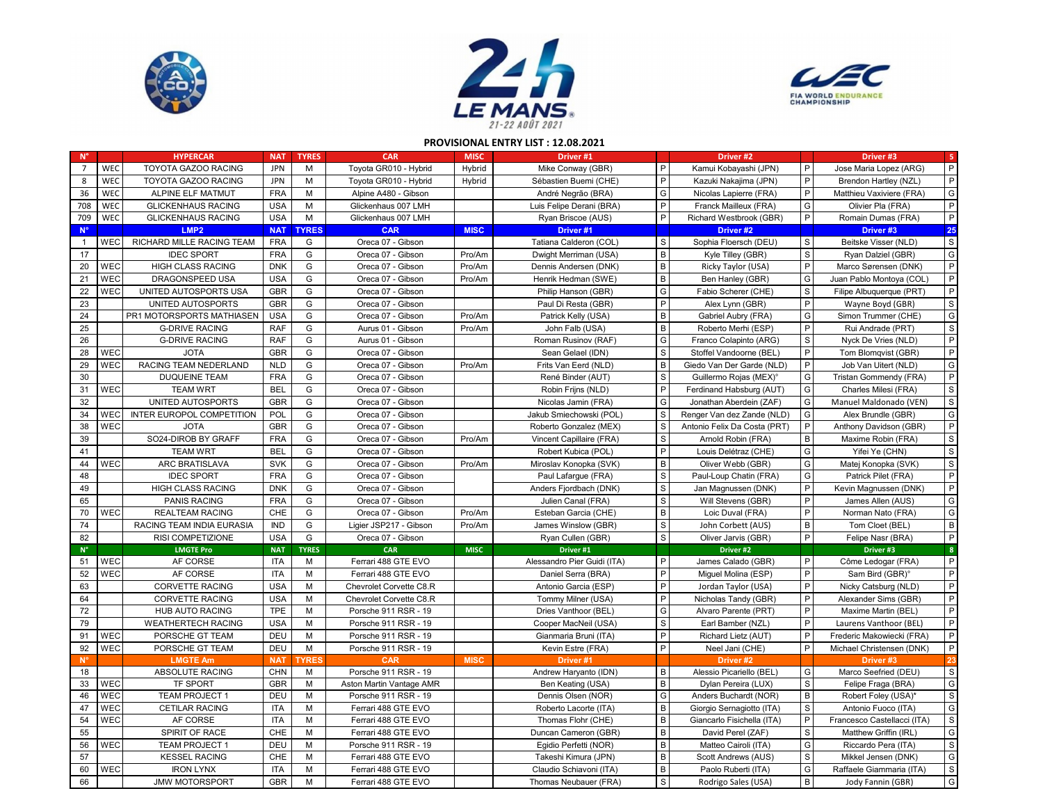# 24h LE MANS 21-22 AOÛT 2021

## PROVISIONAL ENTRY LIST : 12.08.2021

| N° | | HYPERCAR | NAT | TYRES | CAR | MISC | Driver #1 | | Driver #2 | | Driver #3 | 5 |
|---|---|---|---|---|---|---|---|---|---|---|---|---|
| 7 | WEC | TOYOTA GAZOO RACING | JPN | M | Toyota GR010 - Hybrid | Hybrid | Mike Conway (GBR) | P | Kamui Kobayashi (JPN) | P | Jose Maria Lopez (ARG) | P |
| 8 | WEC | TOYOTA GAZOO RACING | JPN | M | Toyota GR010 - Hybrid | Hybrid | Sébastien Buemi (CHE) | P | Kazuki Nakajima (JPN) | P | Brendon Hartley (NZL) | P |
| 36 | WEC | ALPINE ELF MATMUT | FRA | M | Alpine A480 - Gibson | | André Negrão (BRA) | G | Nicolas Lapierre (FRA) | P | Matthieu Vaxiviere (FRA) | G |
| 708 | WEC | GLICKENHAUS RACING | USA | M | Glickenhaus 007 LMH | | Luis Felipe Derani (BRA) | P | Franck Mailleux (FRA) | G | Olivier Pla (FRA) | P |
| 709 | WEC | GLICKENHAUS RACING | USA | M | Glickenhaus 007 LMH | | Ryan Briscoe (AUS) | P | Richard Westbrook (GBR) | P | Romain Dumas (FRA) | P |
| N° | | LMP2 | NAT | TYRES | CAR | MISC | Driver #1 | | Driver #2 | | Driver #3 | 25 |
| 1 | WEC | RICHARD MILLE RACING TEAM | FRA | G | Oreca 07 - Gibson | | Tatiana Calderon (COL) | S | Sophia Floersch (DEU) | S | Beitske Visser (NLD) | S |
| 17 | | IDEC SPORT | FRA | G | Oreca 07 - Gibson | Pro/Am | Dwight Merriman (USA) | B | Kyle Tilley (GBR) | S | Ryan Dalziel (GBR) | G |
| 20 | WEC | HIGH CLASS RACING | DNK | G | Oreca 07 - Gibson | Pro/Am | Dennis Andersen (DNK) | B | Ricky Taylor (USA) | P | Marco Sørensen (DNK) | P |
| 21 | WEC | DRAGONSPEED USA | USA | G | Oreca 07 - Gibson | Pro/Am | Henrik Hedman (SWE) | B | Ben Hanley (GBR) | G | Juan Pablo Montoya (COL) | P |
| 22 | WEC | UNITED AUTOSPORTS USA | GBR | G | Oreca 07 - Gibson | | Philip Hanson (GBR) | G | Fabio Scherer (CHE) | S | Filipe Albuquerque (PRT) | P |
| 23 | | UNITED AUTOSPORTS | GBR | G | Oreca 07 - Gibson | | Paul Di Resta (GBR) | P | Alex Lynn (GBR) | P | Wayne Boyd (GBR) | S |
| 24 | | PR1 MOTORSPORTS MATHIASEN | USA | G | Oreca 07 - Gibson | Pro/Am | Patrick Kelly (USA) | B | Gabriel Aubry (FRA) | G | Simon Trummer (CHE) | G |
| 25 | | G-DRIVE RACING | RAF | G | Aurus 01 - Gibson | Pro/Am | John Falb (USA) | B | Roberto Merhi (ESP) | P | Rui Andrade (PRT) | S |
| 26 | | G-DRIVE RACING | RAF | G | Aurus 01 - Gibson | | Roman Rusinov (RAF) | G | Franco Colapinto (ARG) | S | Nyck De Vries (NLD) | P |
| 28 | WEC | JOTA | GBR | G | Oreca 07 - Gibson | | Sean Gelael (IDN) | S | Stoffel Vandoorne (BEL) | P | Tom Blomqvist (GBR) | P |
| 29 | WEC | RACING TEAM NEDERLAND | NLD | G | Oreca 07 - Gibson | Pro/Am | Frits Van Eerd (NLD) | B | Giedo Van Der Garde (NLD) | P | Job Van Uitert (NLD) | G |
| 30 | | DUQUEINE TEAM | FRA | G | Oreca 07 - Gibson | | René Binder (AUT) | S | Guillermo Rojas (MEX)° | G | Tristan Gommendy (FRA) | P |
| 31 | WEC | TEAM WRT | BEL | G | Oreca 07 - Gibson | | Robin Frijns (NLD) | P | Ferdinand Habsburg (AUT) | G | Charles Milesi (FRA) | S |
| 32 | | UNITED AUTOSPORTS | GBR | G | Oreca 07 - Gibson | | Nicolas Jamin (FRA) | G | Jonathan Aberdein (ZAF) | G | Manuel Maldonado (VEN) | S |
| 34 | WEC | INTER EUROPOL COMPETITION | POL | G | Oreca 07 - Gibson | | Jakub Smiechowski (POL) | S | Renger Van dez Zande (NLD) | G | Alex Brundle (GBR) | G |
| 38 | WEC | JOTA | GBR | G | Oreca 07 - Gibson | | Roberto Gonzalez (MEX) | S | Antonio Felix Da Costa (PRT) | P | Anthony Davidson (GBR) | P |
| 39 | | SO24-DIROB BY GRAFF | FRA | G | Oreca 07 - Gibson | Pro/Am | Vincent Capillaire (FRA) | S | Arnold Robin (FRA) | B | Maxime Robin (FRA) | S |
| 41 | | TEAM WRT | BEL | G | Oreca 07 - Gibson | | Robert Kubica (POL) | P | Louis Delétraz (CHE) | G | Yifei Ye (CHN) | S |
| 44 | WEC | ARC BRATISLAVA | SVK | G | Oreca 07 - Gibson | Pro/Am | Miroslav Konopka (SVK) | B | Oliver Webb (GBR) | G | Matej Konopka (SVK) | S |
| 48 | | IDEC SPORT | FRA | G | Oreca 07 - Gibson | | Paul Lafargue (FRA) | S | Paul-Loup Chatin (FRA) | G | Patrick Pilet (FRA) | P |
| 49 | | HIGH CLASS RACING | DNK | G | Oreca 07 - Gibson | | Anders Fjordbach (DNK) | S | Jan Magnussen (DNK) | P | Kevin Magnussen (DNK) | P |
| 65 | | PANIS RACING | FRA | G | Oreca 07 - Gibson | | Julien Canal (FRA) | S | Will Stevens (GBR) | P | James Allen (AUS) | G |
| 70 | WEC | REALTEAM RACING | CHE | G | Oreca 07 - Gibson | Pro/Am | Esteban Garcia (CHE) | B | Loic Duval (FRA) | P | Norman Nato (FRA) | G |
| 74 | | RACING TEAM INDIA EURASIA | IND | G | Ligier JSP217 - Gibson | Pro/Am | James Winslow (GBR) | S | John Corbett (AUS) | B | Tom Cloet (BEL) | B |
| 82 | | RISI COMPETIZIONE | USA | G | Oreca 07 - Gibson | | Ryan Cullen (GBR) | S | Oliver Jarvis (GBR) | P | Felipe Nasr (BRA) | P |
| N° | | LMGTE Pro | NAT | TYRES | CAR | MISC | Driver #1 | | Driver #2 | | Driver #3 | 8 |
| 51 | WEC | AF CORSE | ITA | M | Ferrari 488 GTE EVO | | Alessandro Pier Guidi (ITA) | P | James Calado (GBR) | P | Côme Ledogar (FRA) | P |
| 52 | WEC | AF CORSE | ITA | M | Ferrari 488 GTE EVO | | Daniel Serra (BRA) | P | Miguel Molina (ESP) | P | Sam Bird (GBR)° | P |
| 63 | | CORVETTE RACING | USA | M | Chevrolet Corvette C8.R | | Antonio Garcia (ESP) | P | Jordan Taylor (USA) | P | Nicky Catsburg (NLD) | P |
| 64 | | CORVETTE RACING | USA | M | Chevrolet Corvette C8.R | | Tommy Milner (USA) | P | Nicholas Tandy (GBR) | P | Alexander Sims (GBR) | P |
| 72 | | HUB AUTO RACING | TPE | M | Porsche 911 RSR - 19 | | Dries Vanthoor (BEL) | G | Alvaro Parente (PRT) | P | Maxime Martin (BEL) | P |
| 79 | | WEATHERTECH RACING | USA | M | Porsche 911 RSR - 19 | | Cooper MacNeil (USA) | S | Earl Bamber (NZL) | P | Laurens Vanthoor (BEL) | P |
| 91 | WEC | PORSCHE GT TEAM | DEU | M | Porsche 911 RSR - 19 | | Gianmaria Bruni (ITA) | P | Richard Lietz (AUT) | P | Frederic Makowiecki (FRA) | P |
| 92 | WEC | PORSCHE GT TEAM | DEU | M | Porsche 911 RSR - 19 | | Kevin Estre (FRA) | P | Neel Jani (CHE) | P | Michael Christensen (DNK) | P |
| N° | | LMGTE Am | NAT | TYRES | CAR | MISC | Driver #1 | | Driver #2 | | Driver #3 | 23 |
| 18 | | ABSOLUTE RACING | CHN | M | Porsche 911 RSR - 19 | | Andrew Haryanto (IDN) | B | Alessio Picariello (BEL) | G | Marco Seefried (DEU) | S |
| 33 | WEC | TF SPORT | GBR | M | Aston Martin Vantage AMR | | Ben Keating (USA) | B | Dylan Pereira (LUX) | S | Felipe Fraga (BRA) | G |
| 46 | WEC | TEAM PROJECT 1 | DEU | M | Porsche 911 RSR - 19 | | Dennis Olsen (NOR) | G | Anders Buchardt (NOR) | B | Robert Foley (USA)* | S |
| 47 | WEC | CETILAR RACING | ITA | M | Ferrari 488 GTE EVO | | Roberto Lacorte (ITA) | B | Giorgio Sernagiotto (ITA) | S | Antonio Fuoco (ITA) | G |
| 54 | WEC | AF CORSE | ITA | M | Ferrari 488 GTE EVO | | Thomas Flohr (CHE) | B | Giancarlo Fisichella (ITA) | P | Francesco Castellacci (ITA) | S |
| 55 | | SPIRIT OF RACE | CHE | M | Ferrari 488 GTE EVO | | Duncan Cameron (GBR) | B | David Perel (ZAF) | S | Matthew Griffin (IRL) | G |
| 56 | WEC | TEAM PROJECT 1 | DEU | M | Porsche 911 RSR - 19 | | Egidio Perfetti (NOR) | B | Matteo Cairoli (ITA) | G | Riccardo Pera (ITA) | S |
| 57 | | KESSEL RACING | CHE | M | Ferrari 488 GTE EVO | | Takeshi Kimura (JPN) | B | Scott Andrews (AUS) | S | Mikkel Jensen (DNK) | G |
| 60 | WEC | IRON LYNX | ITA | M | Ferrari 488 GTE EVO | | Claudio Schiavoni (ITA) | B | Paolo Ruberti (ITA) | G | Raffaele Giammaria (ITA) | S |
| 66 | | JMW MOTORSPORT | GBR | M | Ferrari 488 GTE EVO | | Thomas Neubauer (FRA) | S | Rodrigo Sales (USA) | B | Jody Fannin (GBR) | G |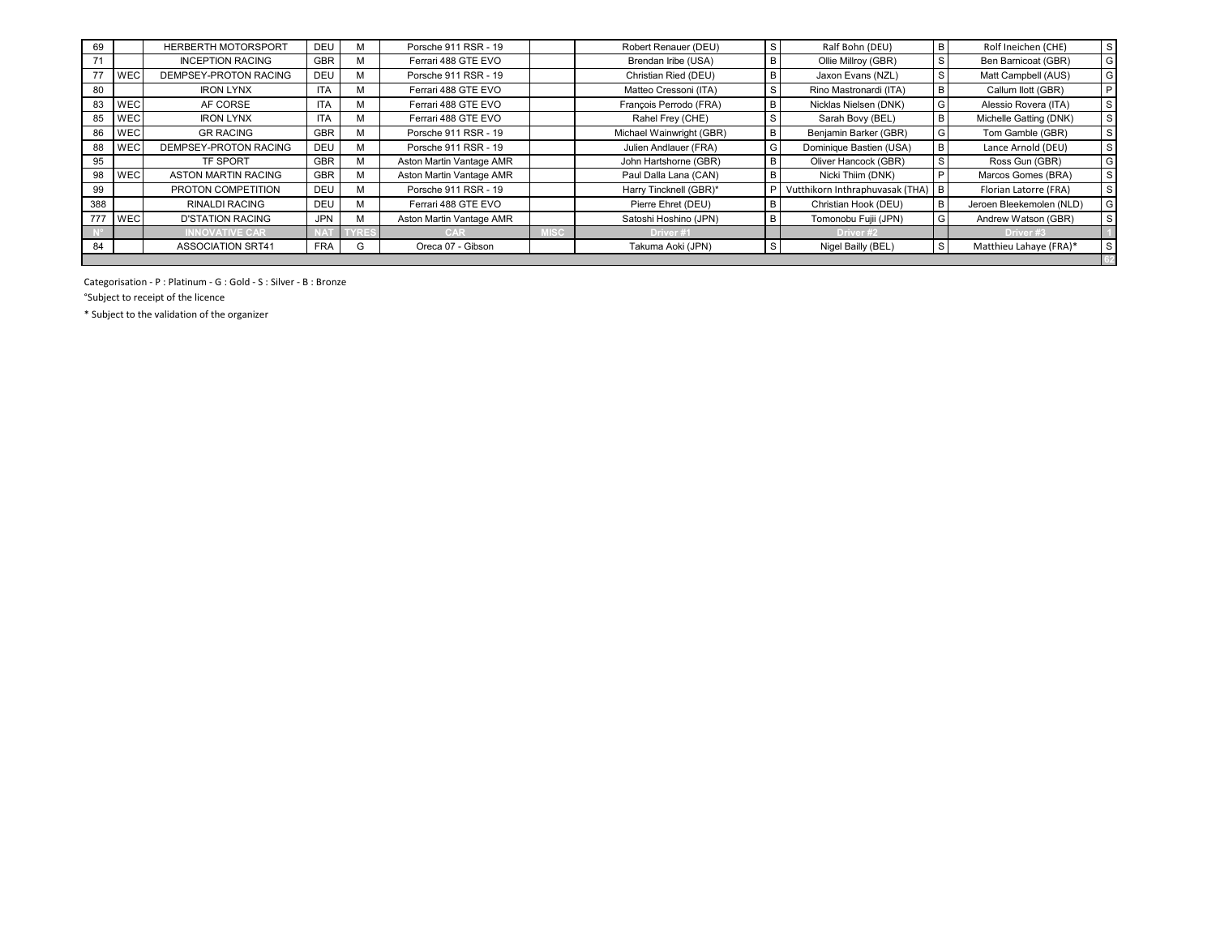| | | | | | | | | | | | | | |
|---|---|---|---|---|---|---|---|---|---|---|---|---|---|
| 69 | | HERBERTH MOTORSPORT | DEU | M | Porsche 911 RSR - 19 | | Robert Renauer (DEU) | S | Ralf Bohn (DEU) | B | Rolf Ineichen (CHE) | S |
| 71 | | INCEPTION RACING | GBR | M | Ferrari 488 GTE EVO | | Brendan Iribe (USA) | B | Ollie Millroy (GBR) | S | Ben Barnicoat (GBR) | G |
| 77 | WEC | DEMPSEY-PROTON RACING | DEU | M | Porsche 911 RSR - 19 | | Christian Ried (DEU) | B | Jaxon Evans (NZL) | S | Matt Campbell (AUS) | G |
| 80 | | IRON LYNX | ITA | M | Ferrari 488 GTE EVO | | Matteo Cressoni (ITA) | S | Rino Mastronardi (ITA) | B | Callum Ilott (GBR) | P |
| 83 | WEC | AF CORSE | ITA | M | Ferrari 488 GTE EVO | | François Perrodo (FRA) | B | Nicklas Nielsen (DNK) | G | Alessio Rovera (ITA) | S |
| 85 | WEC | IRON LYNX | ITA | M | Ferrari 488 GTE EVO | | Rahel Frey (CHE) | S | Sarah Bovy (BEL) | B | Michelle Gatting (DNK) | S |
| 86 | WEC | GR RACING | GBR | M | Porsche 911 RSR - 19 | | Michael Wainwright (GBR) | B | Benjamin Barker (GBR) | G | Tom Gamble (GBR) | S |
| 88 | WEC | DEMPSEY-PROTON RACING | DEU | M | Porsche 911 RSR - 19 | | Julien Andlauer (FRA) | G | Dominique Bastien (USA) | B | Lance Arnold (DEU) | S |
| 95 | | TF SPORT | GBR | M | Aston Martin Vantage AMR | | John Hartshorne (GBR) | B | Oliver Hancock (GBR) | S | Ross Gun (GBR) | G |
| 98 | WEC | ASTON MARTIN RACING | GBR | M | Aston Martin Vantage AMR | | Paul Dalla Lana (CAN) | B | Nicki Thiim (DNK) | P | Marcos Gomes (BRA) | S |
| 99 | | PROTON COMPETITION | DEU | M | Porsche 911 RSR - 19 | | Harry Tincknell (GBR)* | P | Vutthikorn Inthraphuvasak (THA) | B | Florian Latorre (FRA) | S |
| 388 | | RINALDI RACING | DEU | M | Ferrari 488 GTE EVO | | Pierre Ehret (DEU) | B | Christian Hook (DEU) | B | Jeroen Bleekemolen (NLD) | G |
| 777 | WEC | D'STATION RACING | JPN | M | Aston Martin Vantage AMR | | Satoshi Hoshino (JPN) | B | Tomonobu Fujii (JPN) | G | Andrew Watson (GBR) | S |
| N° | | INNOVATIVE CAR | NAT | TYRES | CAR | MISC | Driver #1 | | Driver #2 | | Driver #3 | 1 |
| 84 | | ASSOCIATION SRT41 | FRA | G | Oreca 07 - Gibson | | Takuma Aoki (JPN) | S | Nigel Bailly (BEL) | S | Matthieu Lahaye (FRA)* | S |
| | | | | | | | | | | | | 62 |

Categorisation - P : Platinum - G : Gold - S : Silver - B : Bronze

°Subject to receipt of the licence

* Subject to the validation of the organizer